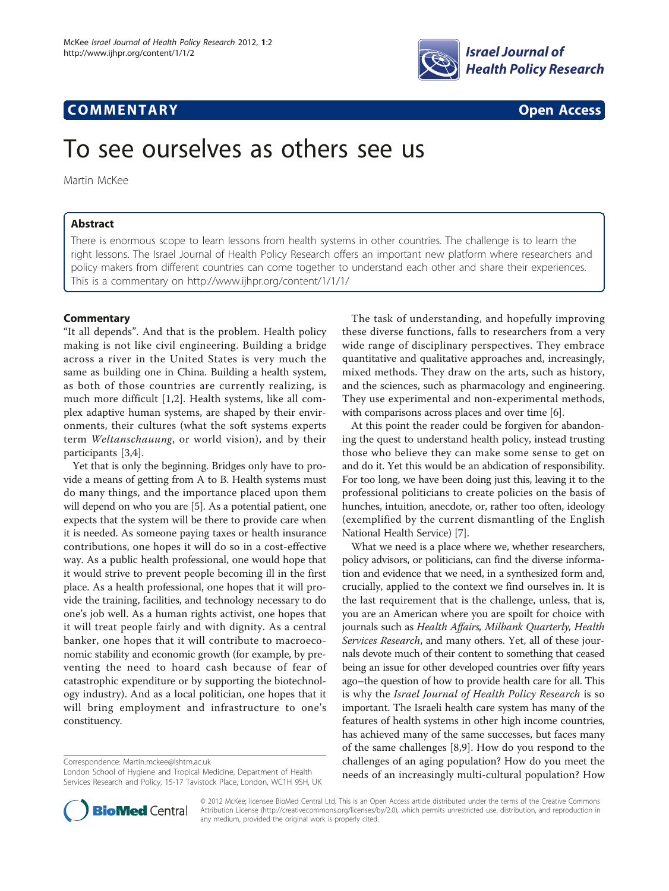**COMMENTARY** **Open Access**

# To see ourselves as others see us

Martin McKee

## Abstract

There is enormous scope to learn lessons from health systems in other countries. The challenge is to learn the right lessons. The Israel Journal of Health Policy Research offers an important new platform where researchers and policy makers from different countries can come together to understand each other and share their experiences. This is a commentary on http://www.ijhpr.org/content/1/1/1/

## Commentary

"It all depends". And that is the problem. Health policy making is not like civil engineering. Building a bridge across a river in the United States is very much the same as building one in China. Building a health system, as both of those countries are currently realizing, is much more difficult [1,2]. Health systems, like all complex adaptive human systems, are shaped by their environments, their cultures (what the soft systems experts term *Weltanschauung*, or world vision), and by their participants [3,4].

Yet that is only the beginning. Bridges only have to provide a means of getting from A to B. Health systems must do many things, and the importance placed upon them will depend on who you are [5]. As a potential patient, one expects that the system will be there to provide care when it is needed. As someone paying taxes or health insurance contributions, one hopes it will do so in a cost-effective way. As a public health professional, one would hope that it would strive to prevent people becoming ill in the first place. As a health professional, one hopes that it will provide the training, facilities, and technology necessary to do one's job well. As a human rights activist, one hopes that it will treat people fairly and with dignity. As a central banker, one hopes that it will contribute to macroeconomic stability and economic growth (for example, by preventing the need to hoard cash because of fear of catastrophic expenditure or by supporting the biotechnology industry). And as a local politician, one hopes that it will bring employment and infrastructure to one's constituency.

The task of understanding, and hopefully improving these diverse functions, falls to researchers from a very wide range of disciplinary perspectives. They embrace quantitative and qualitative approaches and, increasingly, mixed methods. They draw on the arts, such as history, and the sciences, such as pharmacology and engineering. They use experimental and non-experimental methods, with comparisons across places and over time [6].

At this point the reader could be forgiven for abandoning the quest to understand health policy, instead trusting those who believe they can make some sense to get on and do it. Yet this would be an abdication of responsibility. For too long, we have been doing just this, leaving it to the professional politicians to create policies on the basis of hunches, intuition, anecdote, or, rather too often, ideology (exemplified by the current dismantling of the English National Health Service) [7].

What we need is a place where we, whether researchers, policy advisors, or politicians, can find the diverse information and evidence that we need, in a synthesized form and, crucially, applied to the context we find ourselves in. It is the last requirement that is the challenge, unless, that is, you are an American where you are spoilt for choice with journals such as *Health Affairs, Milbank Quarterly, Health Services Research*, and many others. Yet, all of these journals devote much of their content to something that ceased being an issue for other developed countries over fifty years ago–the question of how to provide health care for all. This is why the *Israel Journal of Health Policy Research* is so important. The Israeli health care system has many of the features of health systems in other high income countries, has achieved many of the same successes, but faces many of the same challenges [8,9]. How do you respond to the challenges of an aging population? How do you meet the needs of an increasingly multi-cultural population? How

Correspondence: Martin.mckee@lshtm.ac.uk
London School of Hygiene and Tropical Medicine, Department of Health Services Research and Policy, 15-17 Tavistock Place, London, WC1H 9SH, UK

© 2012 McKee; licensee BioMed Central Ltd. This is an Open Access article distributed under the terms of the Creative Commons Attribution License (http://creativecommons.org/licenses/by/2.0), which permits unrestricted use, distribution, and reproduction in any medium, provided the original work is properly cited.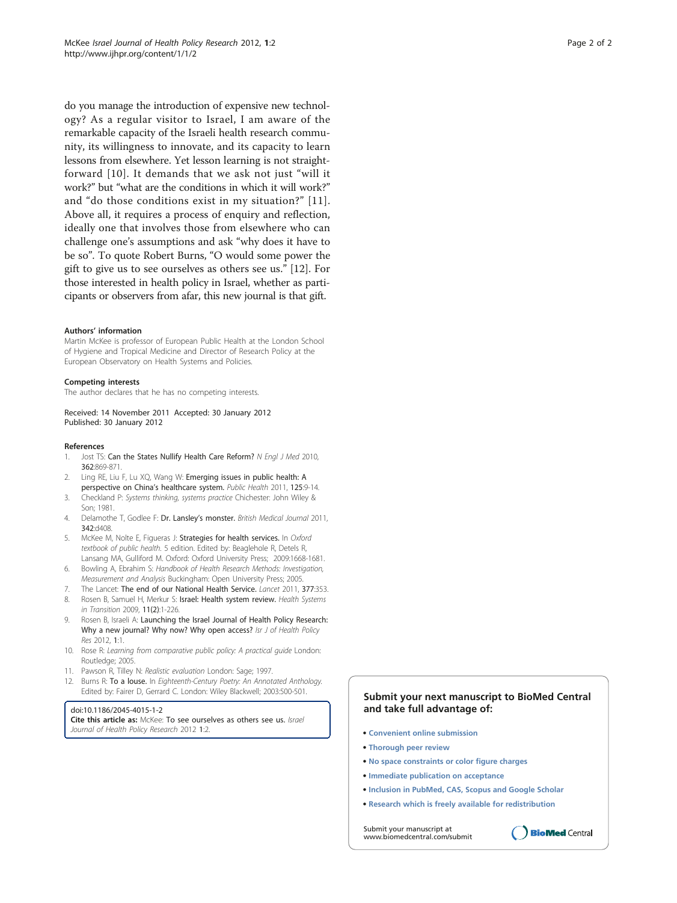do you manage the introduction of expensive new technology? As a regular visitor to Israel, I am aware of the remarkable capacity of the Israeli health research community, its willingness to innovate, and its capacity to learn lessons from elsewhere. Yet lesson learning is not straightforward [10]. It demands that we ask not just "will it work?" but "what are the conditions in which it will work?" and "do those conditions exist in my situation?" [11]. Above all, it requires a process of enquiry and reflection, ideally one that involves those from elsewhere who can challenge one's assumptions and ask "why does it have to be so". To quote Robert Burns, "O would some power the gift to give us to see ourselves as others see us." [12]. For those interested in health policy in Israel, whether as participants or observers from afar, this new journal is that gift.

#### Authors' information

Martin McKee is professor of European Public Health at the London School of Hygiene and Tropical Medicine and Director of Research Policy at the European Observatory on Health Systems and Policies.

#### Competing interests

The author declares that he has no competing interests.

Received: 14 November 2011 Accepted: 30 January 2012
Published: 30 January 2012

#### References

1. Jost TS: **Can the States Nullify Health Care Reform?** *N Engl J Med* 2010, **362**:869-871.
2. Ling RE, Liu F, Lu XQ, Wang W: **Emerging issues in public health: A perspective on China's healthcare system.** *Public Health* 2011, **125**:9-14.
3. Checkland P: *Systems thinking, systems practice* Chichester: John Wiley & Son; 1981.
4. Delamothe T, Godlee F: **Dr. Lansley's monster.** *British Medical Journal* 2011, **342**:d408.
5. McKee M, Nolte E, Figueras J: **Strategies for health services.** In *Oxford textbook of public health.* 5 edition. Edited by: Beaglehole R, Detels R, Lansang MA, Gulliford M. Oxford: Oxford University Press; 2009:1668-1681.
6. Bowling A, Ebrahim S: *Handbook of Health Research Methods: Investigation, Measurement and Analysis* Buckingham: Open University Press; 2005.
7. The Lancet: **The end of our National Health Service.** *Lancet* 2011, **377**:353.
8. Rosen B, Samuel H, Merkur S: **Israel: Health system review.** *Health Systems in Transition* 2009, **11(2)**:1-226.
9. Rosen B, Israeli A: **Launching the Israel Journal of Health Policy Research: Why a new journal? Why now? Why open access?** *Isr J of Health Policy Res* 2012, **1**:1.
10. Rose R: *Learning from comparative public policy: A practical guide* London: Routledge; 2005.
11. Pawson R, Tilley N: *Realistic evaluation* London: Sage; 1997.
12. Burns R: **To a louse.** In *Eighteenth-Century Poetry: An Annotated Anthology.* Edited by: Fairer D, Gerrard C. London: Wiley Blackwell; 2003:500-501.

doi:10.1186/2045-4015-1-2
**Cite this article as:** McKee: To see ourselves as others see us. *Israel Journal of Health Policy Research* 2012 **1**:2.

**Submit your next manuscript to BioMed Central and take full advantage of:**

- Convenient online submission
- Thorough peer review
- No space constraints or color figure charges
- Immediate publication on acceptance
- Inclusion in PubMed, CAS, Scopus and Google Scholar
- Research which is freely available for redistribution

Submit your manuscript at
www.biomedcentral.com/submit

BioMed Central